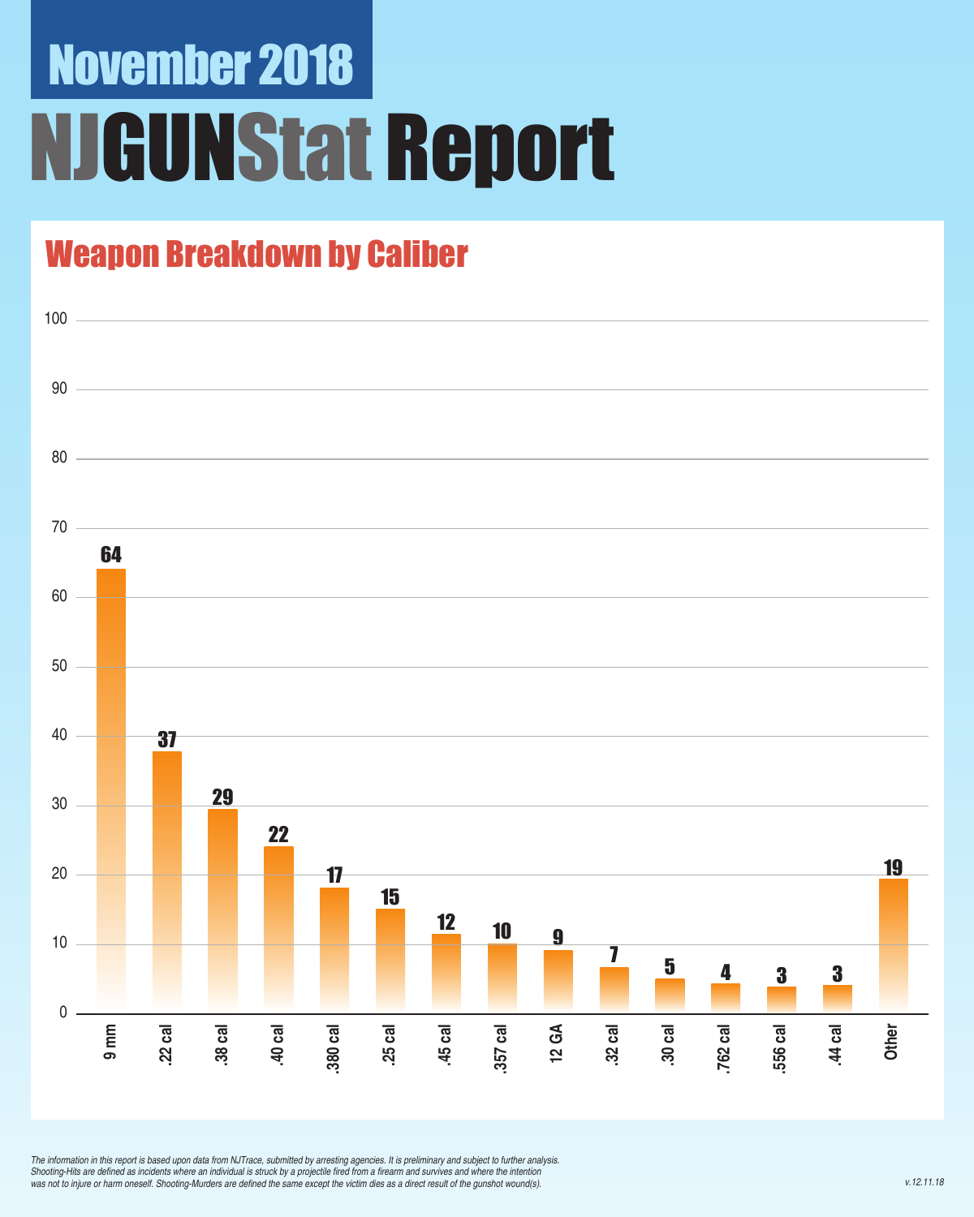# November 2018

# NJGUNStat Report

## Weapon Breakdown by Caliber

| Caliber | Count |
|---|---|
| 9 mm | 64 |
| .22 cal | 37 |
| .38 cal | 29 |
| .40 cal | 22 |
| .380 cal | 17 |
| .25 cal | 15 |
| .45 cal | 12 |
| .357 cal | 10 |
| 12 GA | 9 |
| .32 cal | 7 |
| .30 cal | 5 |
| .762 cal | 4 |
| .556 cal | 3 |
| .44 cal | 3 |
| Other | 19 |

*The information in this report is based upon data from NJTrace, submitted by arresting agencies. It is preliminary and subject to further analysis. Shooting-Hits are defined as incidents where an individual is struck by a projectile fired from a firearm and survives and where the intention was not to injure or harm oneself. Shooting-Murders are defined the same except the victim dies as a direct result of the gunshot wound(s).*

*v.12.11.18*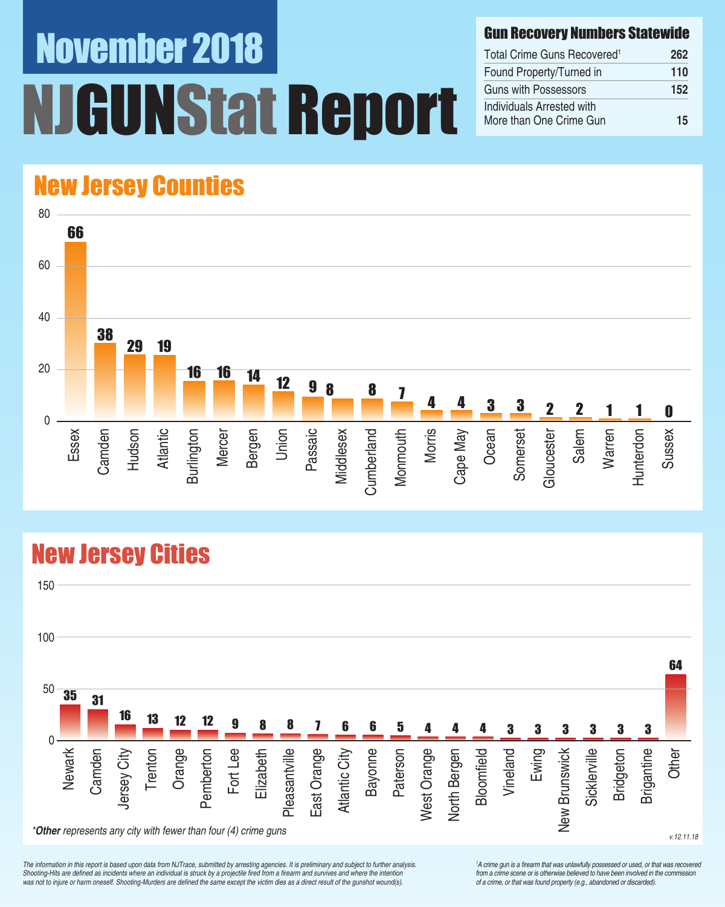# November 2018

# NJGUNStat Report

## Gun Recovery Numbers Statewide

| | |
|---|---|
| Total Crime Guns Recovered[1] | 262 |
| Found Property/Turned in | 110 |
| Guns with Possessors | 152 |
| Individuals Arrested with More than One Crime Gun | 15 |

## New Jersey Counties

| County | Crime Guns |
|---|---|
| Essex | 66 |
| Camden | 38 |
| Hudson | 29 |
| Atlantic | 19 |
| Burlington | 16 |
| Mercer | 16 |
| Bergen | 14 |
| Union | 12 |
| Passaic | 9 |
| Middlesex | 8 |
| Cumberland | 8 |
| Monmouth | 7 |
| Morris | 4 |
| Cape May | 4 |
| Ocean | 3 |
| Somerset | 3 |
| Gloucester | 2 |
| Salem | 2 |
| Warren | 1 |
| Hunterdon | 1 |
| Sussex | 0 |

## New Jersey Cities

| City | Crime Guns |
|---|---|
| Newark | 35 |
| Camden | 31 |
| Jersey City | 16 |
| Trenton | 13 |
| Orange | 12 |
| Pemberton | 12 |
| Fort Lee | 9 |
| Elizabeth | 8 |
| Pleasantville | 8 |
| East Orange | 7 |
| Atlantic City | 6 |
| Bayonne | 6 |
| Paterson | 5 |
| West Orange | 4 |
| North Bergen | 4 |
| Bloomfield | 4 |
| Vineland | 3 |
| Ewing | 3 |
| New Brunswick | 3 |
| Sicklerville | 3 |
| Bridgeton | 3 |
| Brigantine | 3 |
| Other | 64 |

**Other* represents any city with fewer than four (4) crime guns*

v.12.11.18

*The information in this report is based upon data from NJTrace, submitted by arresting agencies. It is preliminary and subject to further analysis. Shooting-Hits are defined as incidents where an individual is struck by a projectile fired from a firearm and survives and where the intention was not to injure or harm oneself. Shooting-Murders are defined the same except the victim dies as a direct result of the gunshot wound(s).*

*[1] A crime gun is a firearm that was unlawfully possessed or used, or that was recovered from a crime scene or is otherwise believed to have been involved in the commission of a crime, or that was found property (e.g., abandoned or discarded).*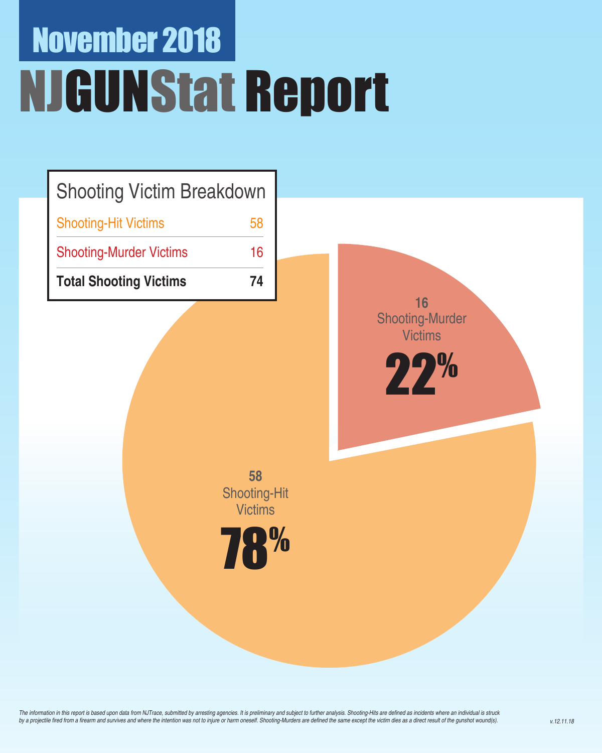## November 2018

# NJGUNStat Report

### Shooting Victim Breakdown

| | |
|---|---|
| Shooting-Hit Victims | 58 |
| Shooting-Murder Victims | 16 |
| **Total Shooting Victims** | **74** |

16
Shooting-Murder Victims
22%

58
Shooting-Hit Victims
78%

*The information in this report is based upon data from NJTrace, submitted by arresting agencies. It is preliminary and subject to further analysis. Shooting-Hits are defined as incidents where an individual is struck by a projectile fired from a firearm and survives and where the intention was not to injure or harm oneself. Shooting-Murders are defined the same except the victim dies as a direct result of the gunshot wound(s).*

*v.12.11.18*